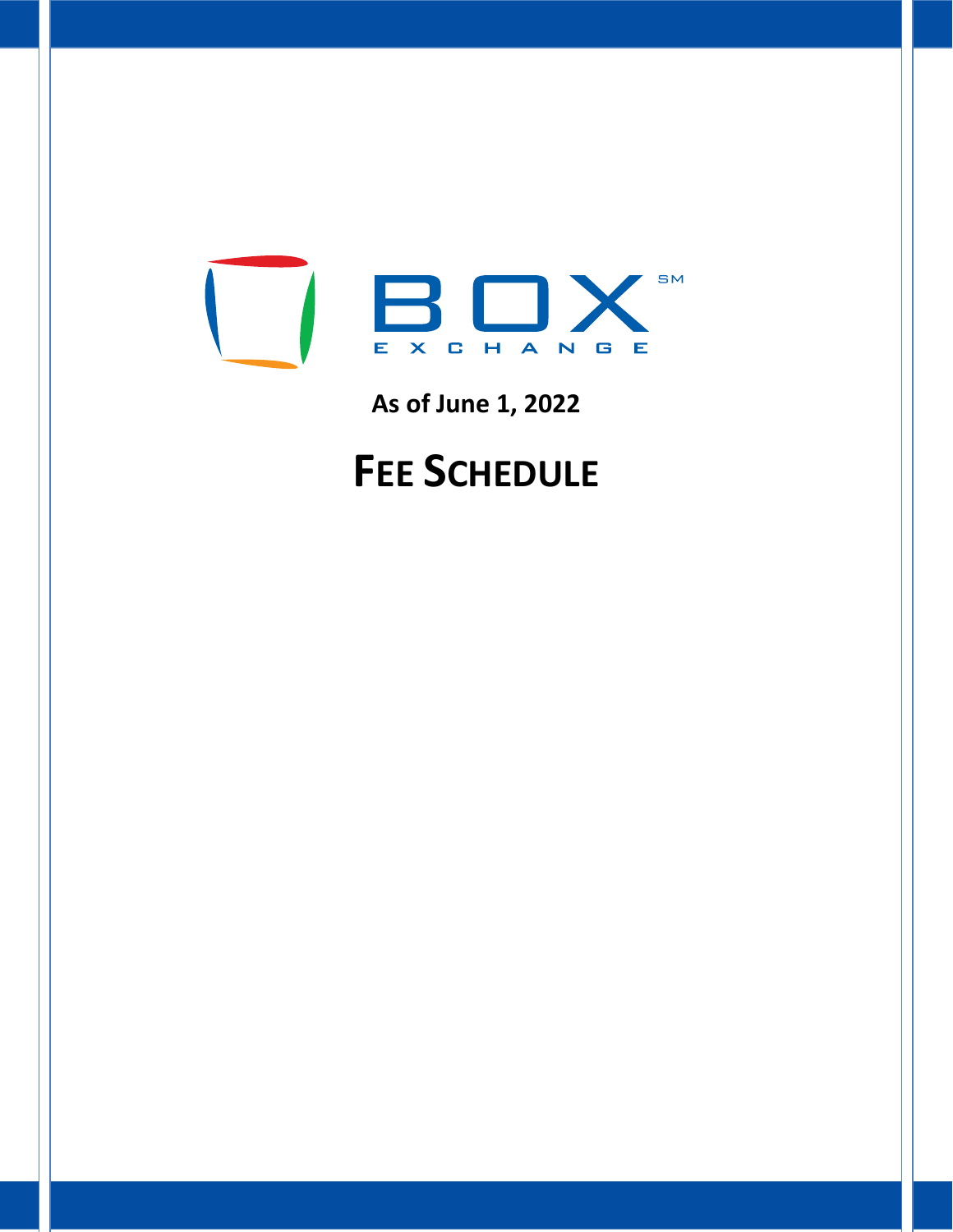BOX EXCHANGE

As of June 1, 2022

# FEE SCHEDULE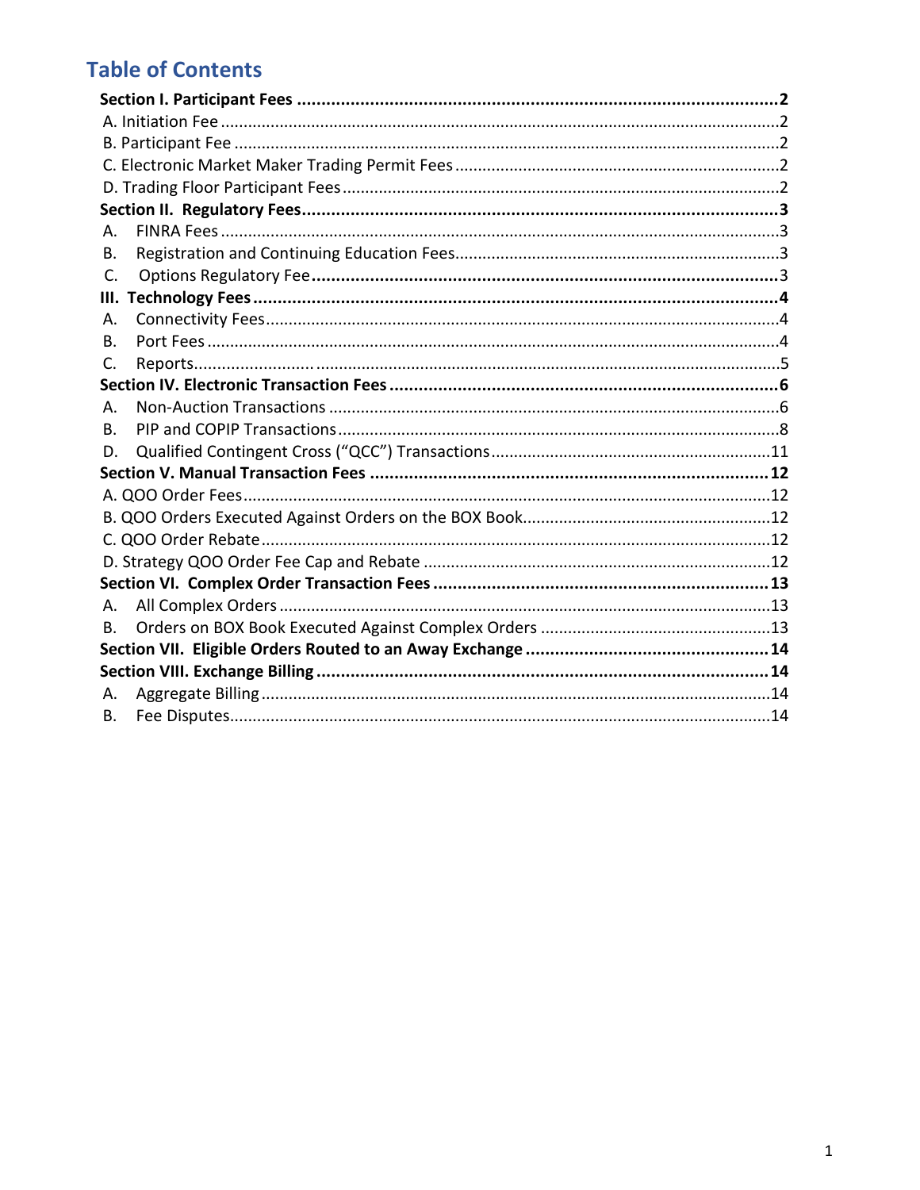# Table of Contents

**Section I. Participant Fees** .......... **2**

A. Initiation Fee .......... 2

B. Participant Fee .......... 2

C. Electronic Market Maker Trading Permit Fees .......... 2

D. Trading Floor Participant Fees .......... 2

**Section II. Regulatory Fees** .......... **3**

A. FINRA Fees .......... 3

B. Registration and Continuing Education Fees .......... 3

C. Options Regulatory Fee .......... 3

**III. Technology Fees** .......... **4**

A. Connectivity Fees .......... 4

B. Port Fees .......... 4

C. Reports .......... 5

**Section IV. Electronic Transaction Fees** .......... **6**

A. Non-Auction Transactions .......... 6

B. PIP and COPIP Transactions .......... 8

D. Qualified Contingent Cross ("QCC") Transactions .......... 11

**Section V. Manual Transaction Fees** .......... **12**

A. QOO Order Fees .......... 12

B. QOO Orders Executed Against Orders on the BOX Book .......... 12

C. QOO Order Rebate .......... 12

D. Strategy QOO Order Fee Cap and Rebate .......... 12

**Section VI. Complex Order Transaction Fees** .......... **13**

A. All Complex Orders .......... 13

B. Orders on BOX Book Executed Against Complex Orders .......... 13

**Section VII. Eligible Orders Routed to an Away Exchange** .......... **14**

**Section VIII. Exchange Billing** .......... **14**

A. Aggregate Billing .......... 14

B. Fee Disputes .......... 14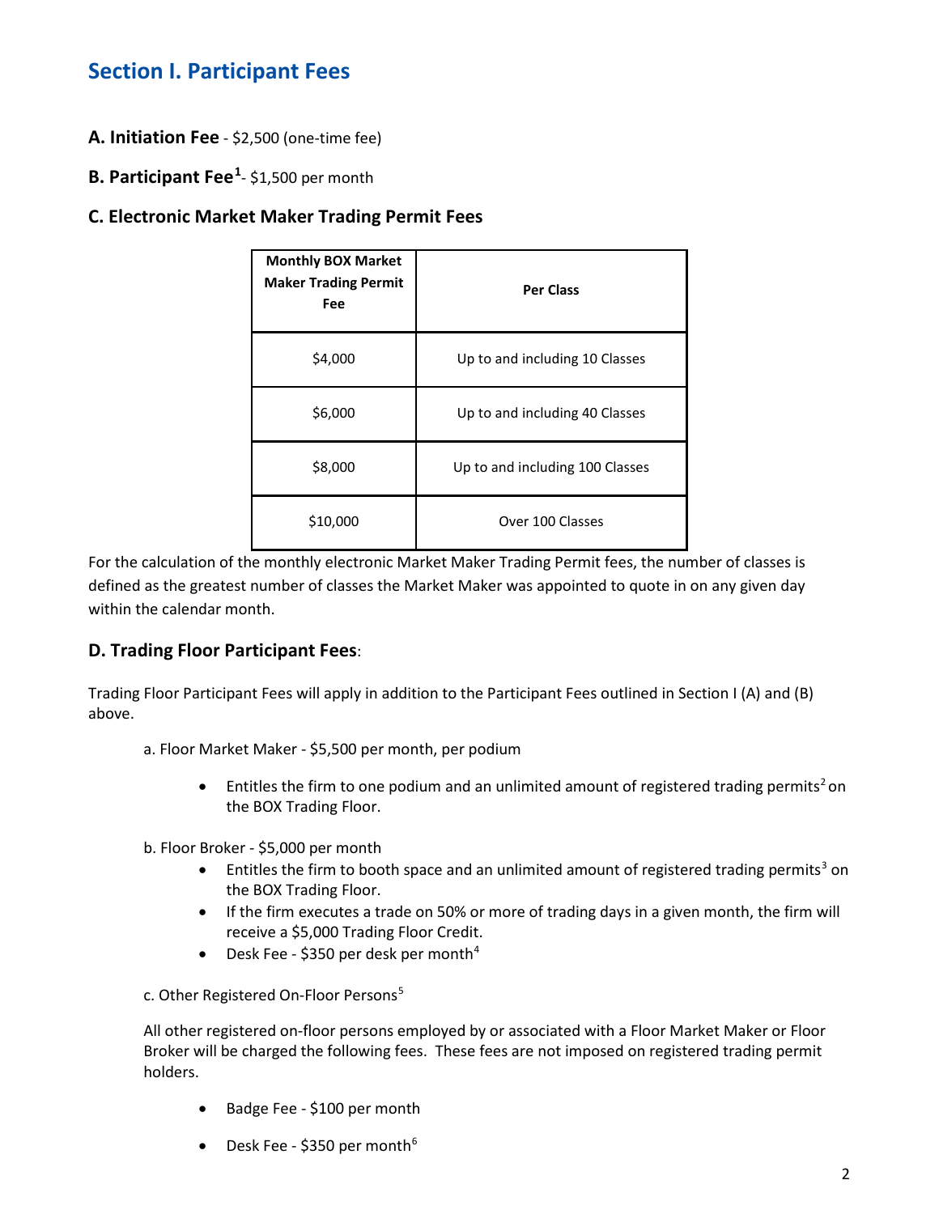## Section I. Participant Fees

**A. Initiation Fee** - $2,500 (one-time fee)

**B. Participant Fee**[1]- $1,500 per month

**C. Electronic Market Maker Trading Permit Fees**

| Monthly BOX Market Maker Trading Permit Fee | Per Class |
|---|---|
| $4,000 | Up to and including 10 Classes |
| $6,000 | Up to and including 40 Classes |
| $8,000 | Up to and including 100 Classes |
| $10,000 | Over 100 Classes |

For the calculation of the monthly electronic Market Maker Trading Permit fees, the number of classes is defined as the greatest number of classes the Market Maker was appointed to quote in on any given day within the calendar month.

**D. Trading Floor Participant Fees**:

Trading Floor Participant Fees will apply in addition to the Participant Fees outlined in Section I (A) and (B) above.

a. Floor Market Maker - $5,500 per month, per podium

- Entitles the firm to one podium and an unlimited amount of registered trading permits[2] on the BOX Trading Floor.

b. Floor Broker - $5,000 per month

- Entitles the firm to booth space and an unlimited amount of registered trading permits[3] on the BOX Trading Floor.
- If the firm executes a trade on 50% or more of trading days in a given month, the firm will receive a $5,000 Trading Floor Credit.
- Desk Fee - $350 per desk per month[4]

c. Other Registered On-Floor Persons[5]

All other registered on-floor persons employed by or associated with a Floor Market Maker or Floor Broker will be charged the following fees. These fees are not imposed on registered trading permit holders.

- Badge Fee - $100 per month
- Desk Fee - $350 per month[6]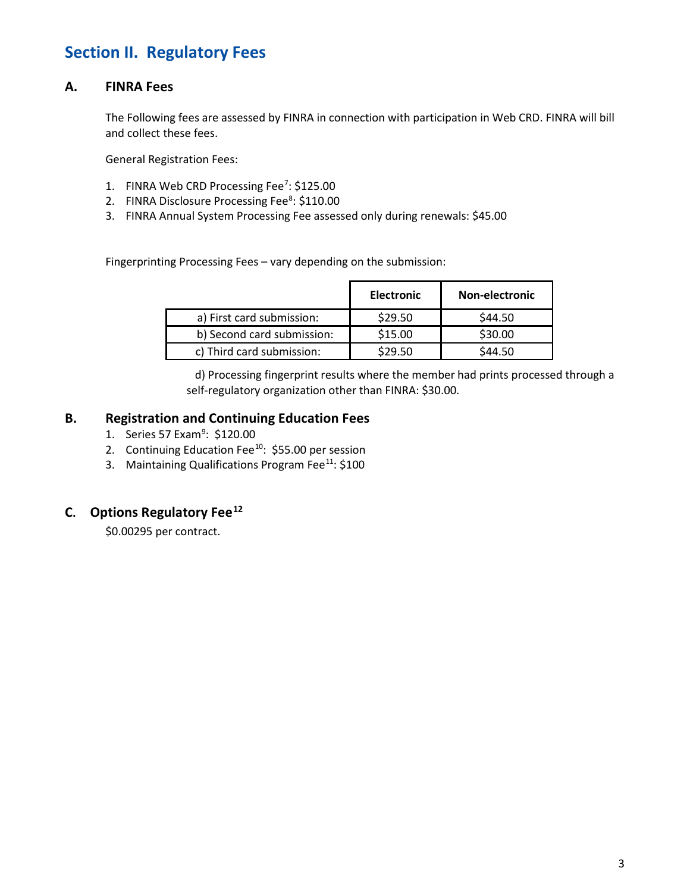## Section II. Regulatory Fees

### A. FINRA Fees

The Following fees are assessed by FINRA in connection with participation in Web CRD. FINRA will bill and collect these fees.

General Registration Fees:

1. FINRA Web CRD Processing Fee[7]: $125.00
2. FINRA Disclosure Processing Fee[8]: $110.00
3. FINRA Annual System Processing Fee assessed only during renewals: $45.00

Fingerprinting Processing Fees – vary depending on the submission:

| | Electronic | Non-electronic |
|---|---|---|
| a) First card submission: | $29.50 | $44.50 |
| b) Second card submission: | $15.00 | $30.00 |
| c) Third card submission: | $29.50 | $44.50 |

d) Processing fingerprint results where the member had prints processed through a self-regulatory organization other than FINRA: $30.00.

### B. Registration and Continuing Education Fees

1. Series 57 Exam[9]: $120.00
2. Continuing Education Fee[10]: $55.00 per session
3. Maintaining Qualifications Program Fee[11]: $100

### C. Options Regulatory Fee[12]

$0.00295 per contract.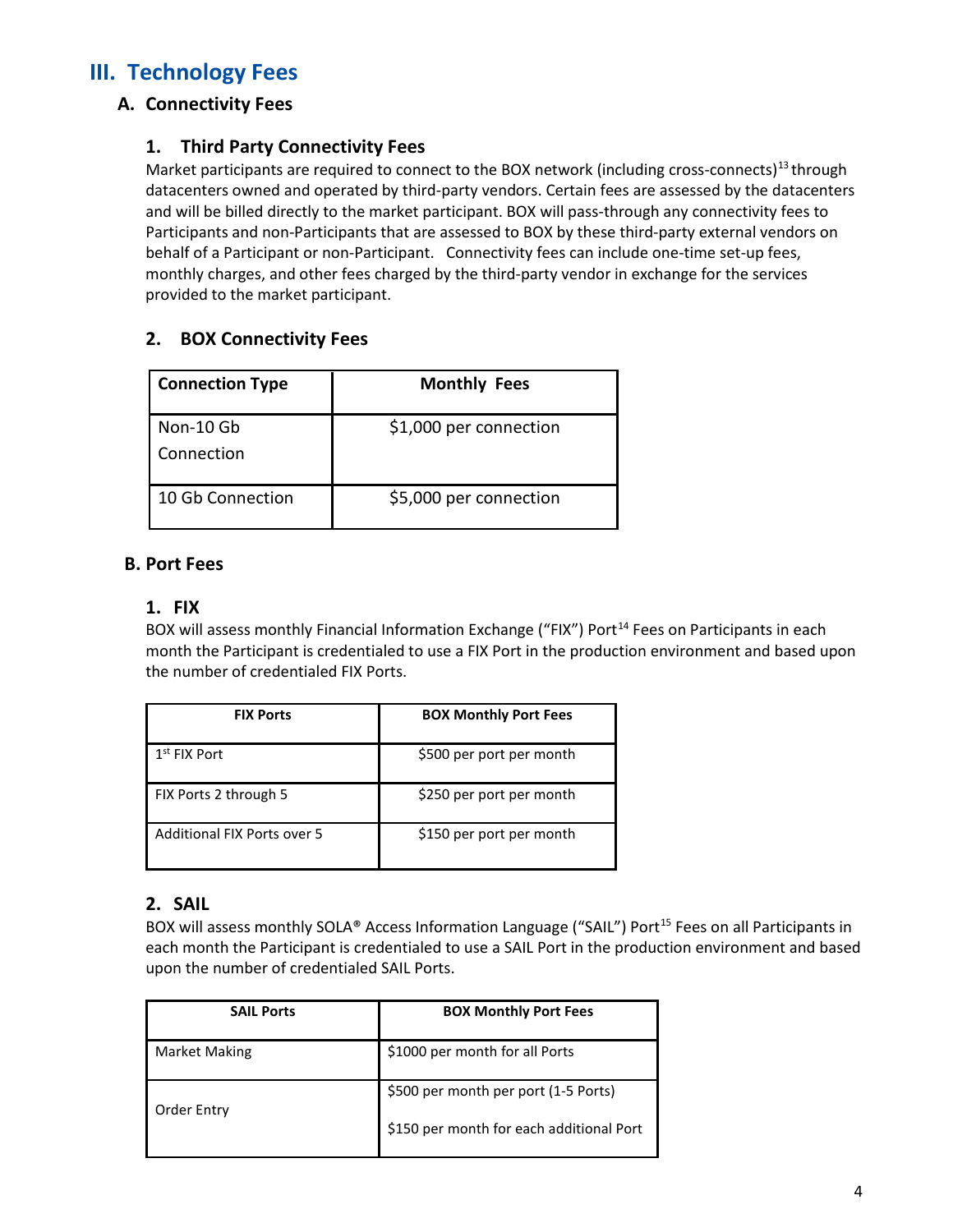## III. Technology Fees

### A. Connectivity Fees

#### 1. Third Party Connectivity Fees

Market participants are required to connect to the BOX network (including cross-connects)[13] through datacenters owned and operated by third-party vendors. Certain fees are assessed by the datacenters and will be billed directly to the market participant. BOX will pass-through any connectivity fees to Participants and non-Participants that are assessed to BOX by these third-party external vendors on behalf of a Participant or non-Participant. Connectivity fees can include one-time set-up fees, monthly charges, and other fees charged by the third-party vendor in exchange for the services provided to the market participant.

#### 2. BOX Connectivity Fees

| Connection Type | Monthly Fees |
| --- | --- |
| Non-10 Gb Connection | $1,000 per connection |
| 10 Gb Connection | $5,000 per connection |

### B. Port Fees

#### 1. FIX

BOX will assess monthly Financial Information Exchange ("FIX") Port[14] Fees on Participants in each month the Participant is credentialed to use a FIX Port in the production environment and based upon the number of credentialed FIX Ports.

| FIX Ports | BOX Monthly Port Fees |
| --- | --- |
| 1st FIX Port | $500 per port per month |
| FIX Ports 2 through 5 | $250 per port per month |
| Additional FIX Ports over 5 | $150 per port per month |

#### 2. SAIL

BOX will assess monthly SOLA® Access Information Language ("SAIL") Port[15] Fees on all Participants in each month the Participant is credentialed to use a SAIL Port in the production environment and based upon the number of credentialed SAIL Ports.

| SAIL Ports | BOX Monthly Port Fees |
| --- | --- |
| Market Making | $1000 per month for all Ports |
| Order Entry | $500 per month per port (1-5 Ports)<br>$150 per month for each additional Port |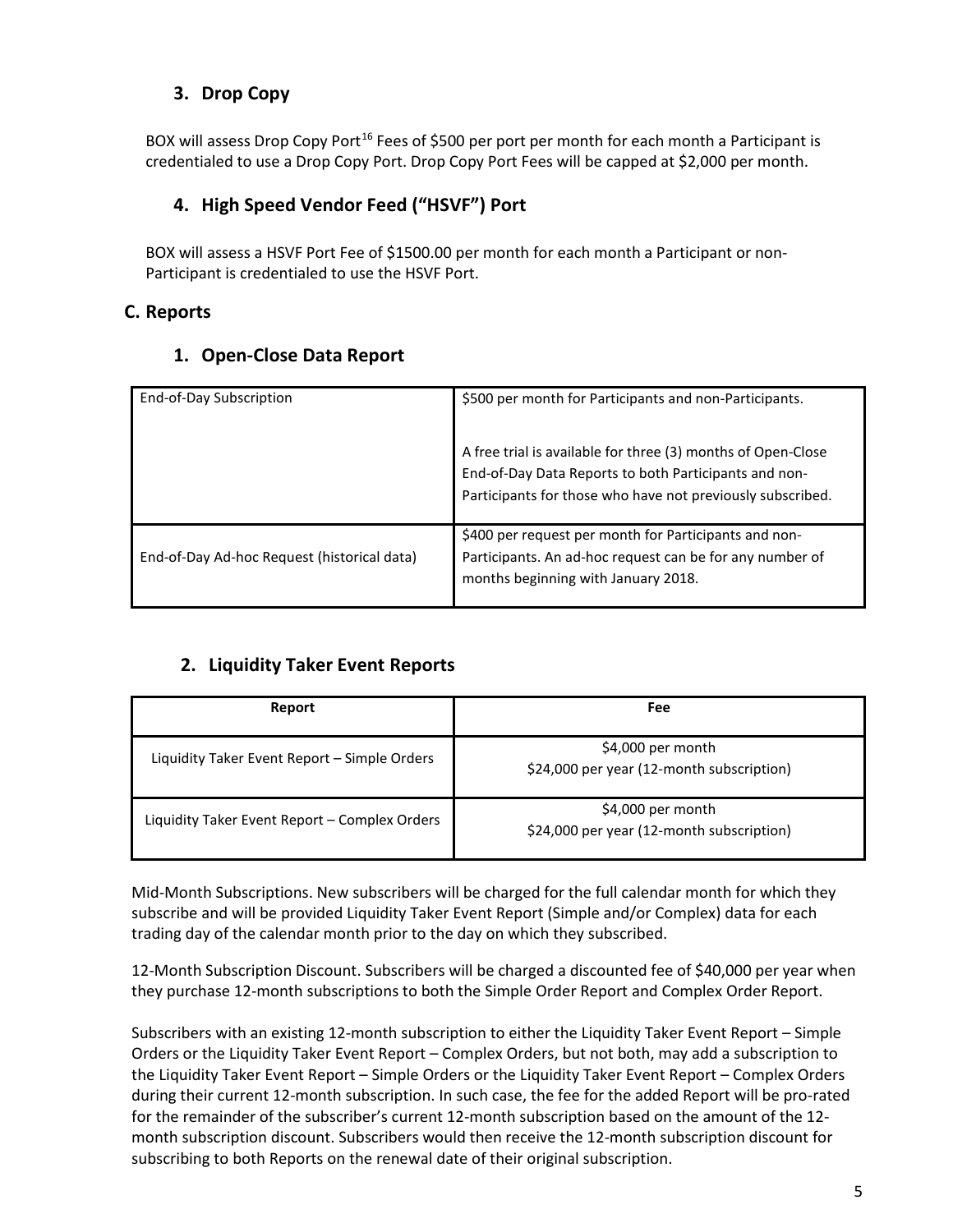### 3. Drop Copy

BOX will assess Drop Copy Port[16] Fees of $500 per port per month for each month a Participant is credentialed to use a Drop Copy Port. Drop Copy Port Fees will be capped at $2,000 per month.

### 4. High Speed Vendor Feed ("HSVF") Port

BOX will assess a HSVF Port Fee of $1500.00 per month for each month a Participant or non-Participant is credentialed to use the HSVF Port.

## C. Reports

### 1. Open-Close Data Report

| | |
|---|---|
| End-of-Day Subscription | $500 per month for Participants and non-Participants.<br><br>A free trial is available for three (3) months of Open-Close End-of-Day Data Reports to both Participants and non-Participants for those who have not previously subscribed. |
| End-of-Day Ad-hoc Request (historical data) | $400 per request per month for Participants and non-Participants. An ad-hoc request can be for any number of months beginning with January 2018. |

### 2. Liquidity Taker Event Reports

| Report | Fee |
|---|---|
| Liquidity Taker Event Report – Simple Orders | $4,000 per month<br>$24,000 per year (12-month subscription) |
| Liquidity Taker Event Report – Complex Orders | $4,000 per month<br>$24,000 per year (12-month subscription) |

Mid-Month Subscriptions. New subscribers will be charged for the full calendar month for which they subscribe and will be provided Liquidity Taker Event Report (Simple and/or Complex) data for each trading day of the calendar month prior to the day on which they subscribed.

12-Month Subscription Discount. Subscribers will be charged a discounted fee of $40,000 per year when they purchase 12-month subscriptions to both the Simple Order Report and Complex Order Report.

Subscribers with an existing 12-month subscription to either the Liquidity Taker Event Report – Simple Orders or the Liquidity Taker Event Report – Complex Orders, but not both, may add a subscription to the Liquidity Taker Event Report – Simple Orders or the Liquidity Taker Event Report – Complex Orders during their current 12-month subscription. In such case, the fee for the added Report will be pro-rated for the remainder of the subscriber's current 12-month subscription based on the amount of the 12-month subscription discount. Subscribers would then receive the 12-month subscription discount for subscribing to both Reports on the renewal date of their original subscription.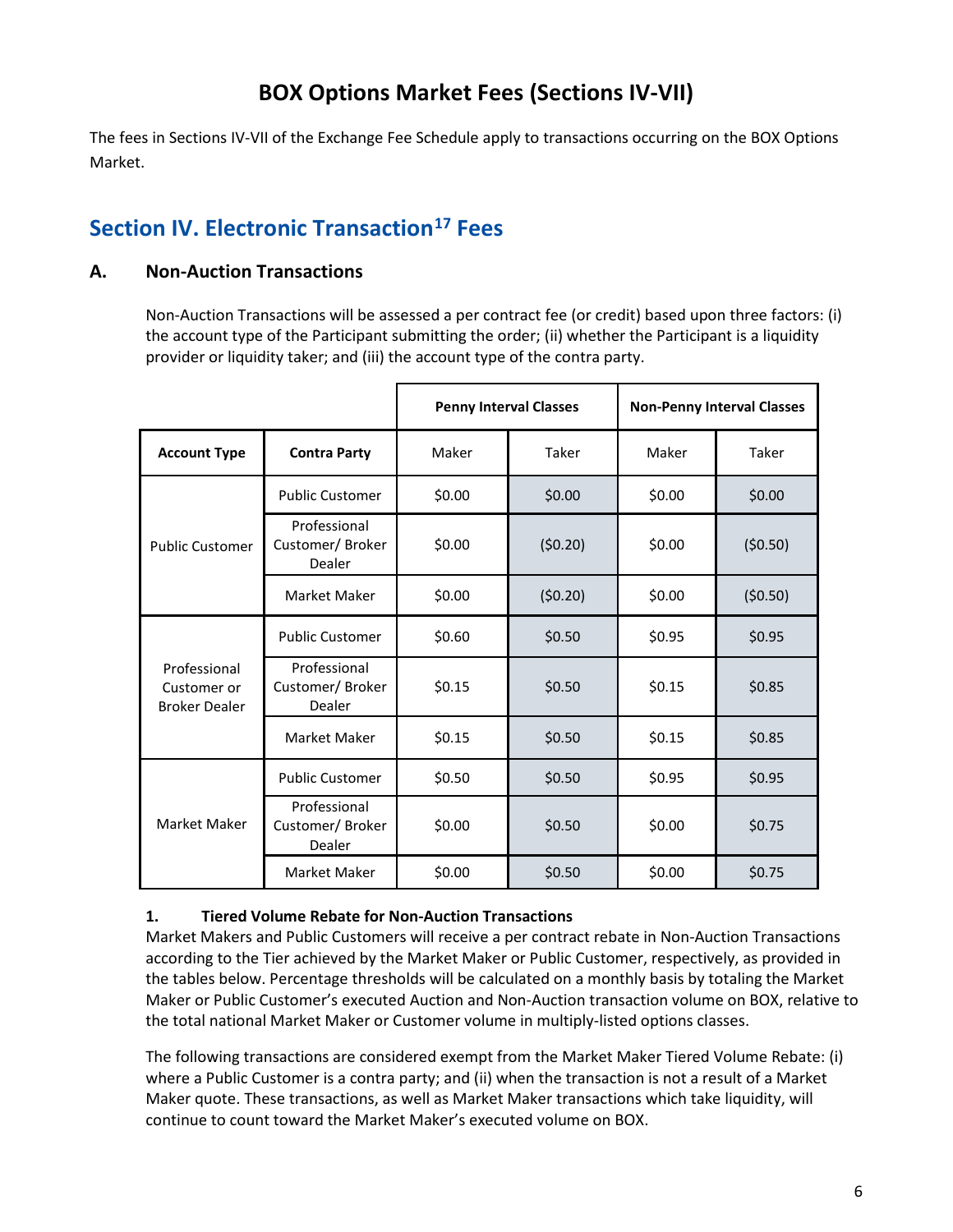# BOX Options Market Fees (Sections IV-VII)

The fees in Sections IV-VII of the Exchange Fee Schedule apply to transactions occurring on the BOX Options Market.

## Section IV. Electronic Transaction[17] Fees

### A. Non-Auction Transactions

Non-Auction Transactions will be assessed a per contract fee (or credit) based upon three factors: (i) the account type of the Participant submitting the order; (ii) whether the Participant is a liquidity provider or liquidity taker; and (iii) the account type of the contra party.

| | | Penny Interval Classes | | Non-Penny Interval Classes | |
|---|---|---|---|---|---|
| **Account Type** | **Contra Party** | Maker | Taker | Maker | Taker |
| Public Customer | Public Customer | $0.00 | $0.00 | $0.00 | $0.00 |
| | Professional Customer/ Broker Dealer | $0.00 | ($0.20) | $0.00 | ($0.50) |
| | Market Maker | $0.00 | ($0.20) | $0.00 | ($0.50) |
| Professional Customer or Broker Dealer | Public Customer | $0.60 | $0.50 | $0.95 | $0.95 |
| | Professional Customer/ Broker Dealer | $0.15 | $0.50 | $0.15 | $0.85 |
| | Market Maker | $0.15 | $0.50 | $0.15 | $0.85 |
| Market Maker | Public Customer | $0.50 | $0.50 | $0.95 | $0.95 |
| | Professional Customer/ Broker Dealer | $0.00 | $0.50 | $0.00 | $0.75 |
| | Market Maker | $0.00 | $0.50 | $0.00 | $0.75 |

#### 1. Tiered Volume Rebate for Non-Auction Transactions

Market Makers and Public Customers will receive a per contract rebate in Non-Auction Transactions according to the Tier achieved by the Market Maker or Public Customer, respectively, as provided in the tables below. Percentage thresholds will be calculated on a monthly basis by totaling the Market Maker or Public Customer's executed Auction and Non-Auction transaction volume on BOX, relative to the total national Market Maker or Customer volume in multiply-listed options classes.

The following transactions are considered exempt from the Market Maker Tiered Volume Rebate: (i) where a Public Customer is a contra party; and (ii) when the transaction is not a result of a Market Maker quote. These transactions, as well as Market Maker transactions which take liquidity, will continue to count toward the Market Maker's executed volume on BOX.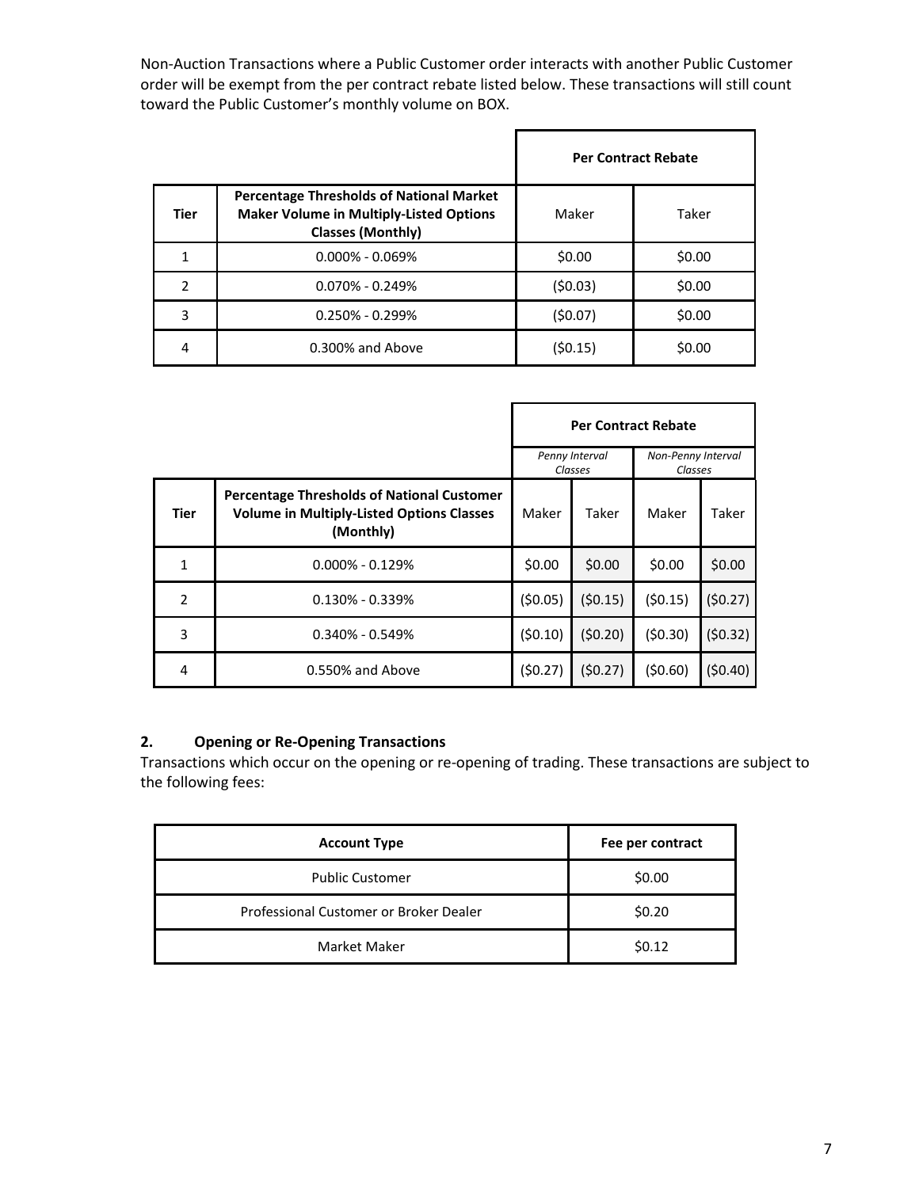Non-Auction Transactions where a Public Customer order interacts with another Public Customer order will be exempt from the per contract rebate listed below. These transactions will still count toward the Public Customer's monthly volume on BOX.

| | | Per Contract Rebate | |
|---|---|---|---|
| **Tier** | **Percentage Thresholds of National Market Maker Volume in Multiply-Listed Options Classes (Monthly)** | Maker | Taker |
| 1 | 0.000% - 0.069% | $0.00 | $0.00 |
| 2 | 0.070% - 0.249% | ($0.03) | $0.00 |
| 3 | 0.250% - 0.299% | ($0.07) | $0.00 |
| 4 | 0.300% and Above | ($0.15) | $0.00 |

| | | Per Contract Rebate | | | |
|---|---|---|---|---|---|
| | | *Penny Interval Classes* | | *Non-Penny Interval Classes* | |
| **Tier** | **Percentage Thresholds of National Customer Volume in Multiply-Listed Options Classes (Monthly)** | Maker | Taker | Maker | Taker |
| 1 | 0.000% - 0.129% | $0.00 | $0.00 | $0.00 | $0.00 |
| 2 | 0.130% - 0.339% | ($0.05) | ($0.15) | ($0.15) | ($0.27) |
| 3 | 0.340% - 0.549% | ($0.10) | ($0.20) | ($0.30) | ($0.32) |
| 4 | 0.550% and Above | ($0.27) | ($0.27) | ($0.60) | ($0.40) |

### 2. Opening or Re-Opening Transactions

Transactions which occur on the opening or re-opening of trading. These transactions are subject to the following fees:

| Account Type | Fee per contract |
|---|---|
| Public Customer | $0.00 |
| Professional Customer or Broker Dealer | $0.20 |
| Market Maker | $0.12 |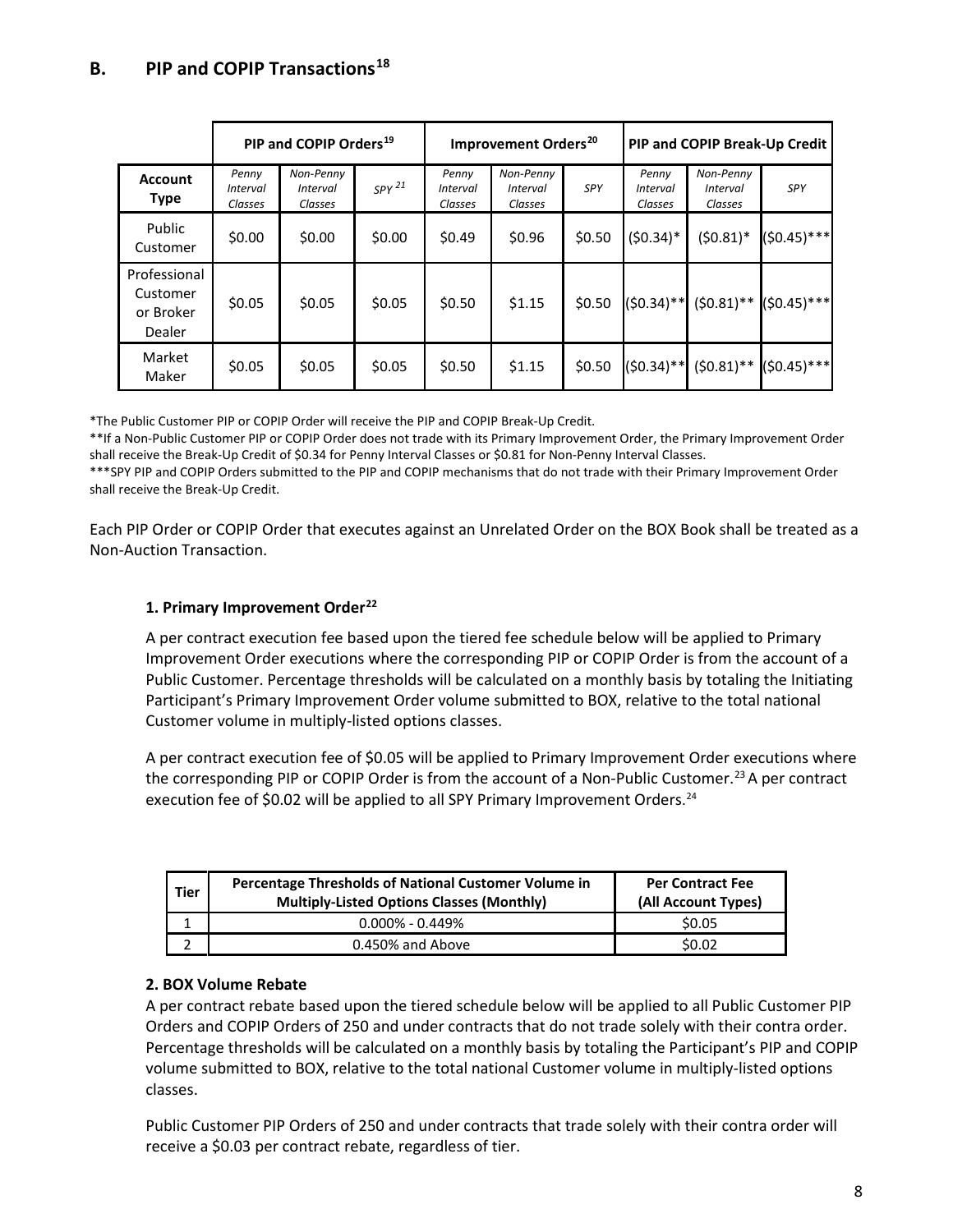## B. PIP and COPIP Transactions[18]

| Account Type | PIP and COPIP Orders[19] | | | Improvement Orders[20] | | | PIP and COPIP Break-Up Credit | | |
|---|---|---|---|---|---|---|---|---|---|
| | *Penny Interval Classes* | *Non-Penny Interval Classes* | *SPY*[21] | *Penny Interval Classes* | *Non-Penny Interval Classes* | *SPY* | *Penny Interval Classes* | *Non-Penny Interval Classes* | *SPY* |
| Public Customer | $0.00 | $0.00 | $0.00 | $0.49 | $0.96 | $0.50 | ($0.34)* | ($0.81)* | ($0.45)*** |
| Professional Customer or Broker Dealer | $0.05 | $0.05 | $0.05 | $0.50 | $1.15 | $0.50 | ($0.34)** | ($0.81)** | ($0.45)*** |
| Market Maker | $0.05 | $0.05 | $0.05 | $0.50 | $1.15 | $0.50 | ($0.34)** | ($0.81)** | ($0.45)*** |

*The Public Customer PIP or COPIP Order will receive the PIP and COPIP Break-Up Credit.
**If a Non-Public Customer PIP or COPIP Order does not trade with its Primary Improvement Order, the Primary Improvement Order shall receive the Break-Up Credit of $0.34 for Penny Interval Classes or $0.81 for Non-Penny Interval Classes.
***SPY PIP and COPIP Orders submitted to the PIP and COPIP mechanisms that do not trade with their Primary Improvement Order shall receive the Break-Up Credit.

Each PIP Order or COPIP Order that executes against an Unrelated Order on the BOX Book shall be treated as a Non-Auction Transaction.

### 1. Primary Improvement Order[22]

A per contract execution fee based upon the tiered fee schedule below will be applied to Primary Improvement Order executions where the corresponding PIP or COPIP Order is from the account of a Public Customer. Percentage thresholds will be calculated on a monthly basis by totaling the Initiating Participant's Primary Improvement Order volume submitted to BOX, relative to the total national Customer volume in multiply-listed options classes.

A per contract execution fee of $0.05 will be applied to Primary Improvement Order executions where the corresponding PIP or COPIP Order is from the account of a Non-Public Customer.[23] A per contract execution fee of $0.02 will be applied to all SPY Primary Improvement Orders.[24]

| Tier | Percentage Thresholds of National Customer Volume in Multiply-Listed Options Classes (Monthly) | Per Contract Fee (All Account Types) |
|---|---|---|
| 1 | 0.000% - 0.449% | $0.05 |
| 2 | 0.450% and Above | $0.02 |

### 2. BOX Volume Rebate

A per contract rebate based upon the tiered schedule below will be applied to all Public Customer PIP Orders and COPIP Orders of 250 and under contracts that do not trade solely with their contra order. Percentage thresholds will be calculated on a monthly basis by totaling the Participant's PIP and COPIP volume submitted to BOX, relative to the total national Customer volume in multiply-listed options classes.

Public Customer PIP Orders of 250 and under contracts that trade solely with their contra order will receive a $0.03 per contract rebate, regardless of tier.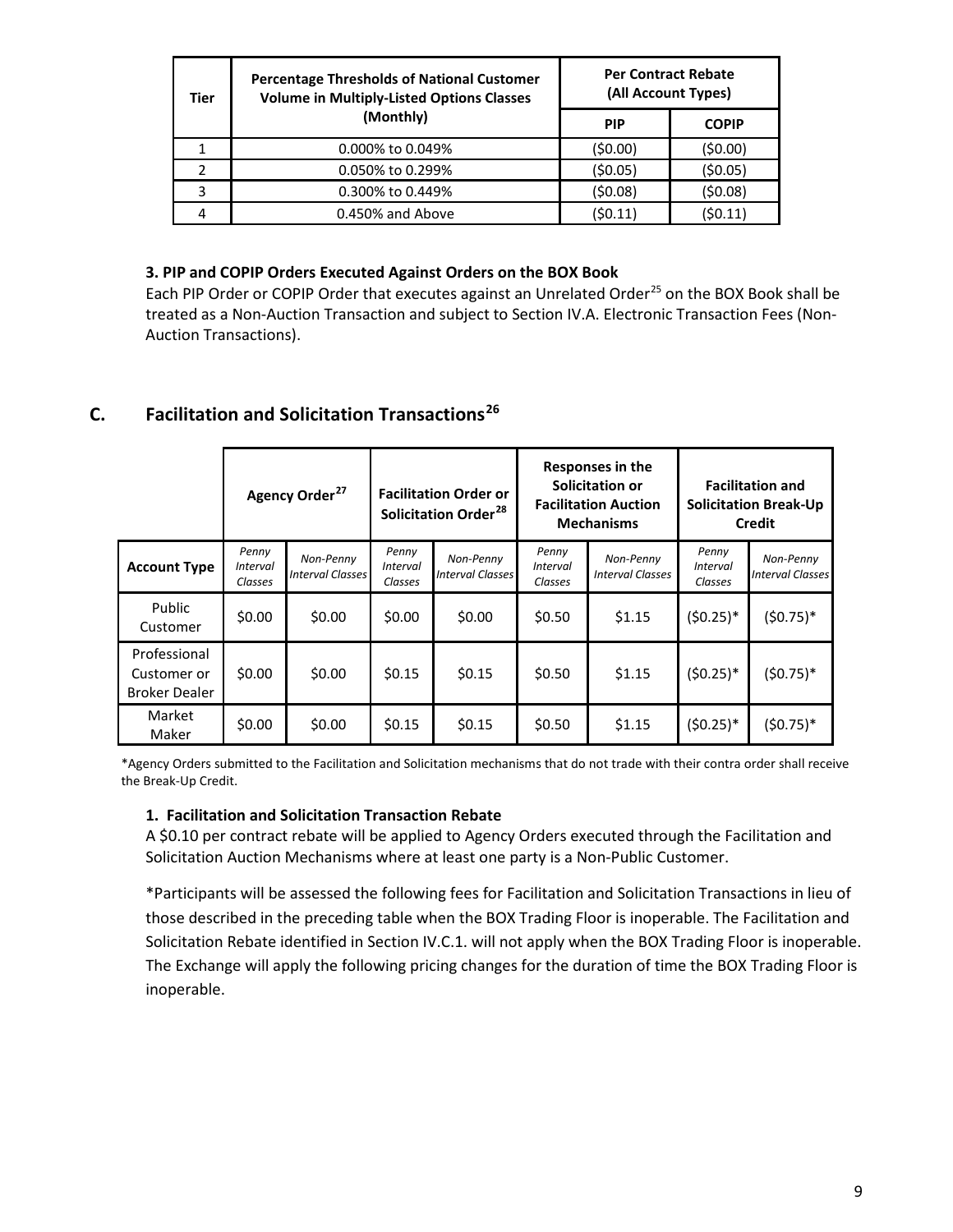| Tier | Percentage Thresholds of National Customer Volume in Multiply-Listed Options Classes (Monthly) | Per Contract Rebate (All Account Types) | |
|---|---|---|---|
| | | PIP | COPIP |
| 1 | 0.000% to 0.049% | ($0.00) | ($0.00) |
| 2 | 0.050% to 0.299% | ($0.05) | ($0.05) |
| 3 | 0.300% to 0.449% | ($0.08) | ($0.08) |
| 4 | 0.450% and Above | ($0.11) | ($0.11) |

### 3. PIP and COPIP Orders Executed Against Orders on the BOX Book

Each PIP Order or COPIP Order that executes against an Unrelated Order[25] on the BOX Book shall be treated as a Non-Auction Transaction and subject to Section IV.A. Electronic Transaction Fees (Non-Auction Transactions).

## C. Facilitation and Solicitation Transactions[26]

| | Agency Order[27] | | Facilitation Order or Solicitation Order[28] | | Responses in the Solicitation or Facilitation Auction Mechanisms | | Facilitation and Solicitation Break-Up Credit | |
|---|---|---|---|---|---|---|---|---|
| **Account Type** | *Penny Interval Classes* | *Non-Penny Interval Classes* | *Penny Interval Classes* | *Non-Penny Interval Classes* | *Penny Interval Classes* | *Non-Penny Interval Classes* | *Penny Interval Classes* | *Non-Penny Interval Classes* |
| Public Customer | $0.00 | $0.00 | $0.00 | $0.00 | $0.50 | $1.15 | ($0.25)* | ($0.75)* |
| Professional Customer or Broker Dealer | $0.00 | $0.00 | $0.15 | $0.15 | $0.50 | $1.15 | ($0.25)* | ($0.75)* |
| Market Maker | $0.00 | $0.00 | $0.15 | $0.15 | $0.50 | $1.15 | ($0.25)* | ($0.75)* |

*Agency Orders submitted to the Facilitation and Solicitation mechanisms that do not trade with their contra order shall receive the Break-Up Credit.

### 1. Facilitation and Solicitation Transaction Rebate

A $0.10 per contract rebate will be applied to Agency Orders executed through the Facilitation and Solicitation Auction Mechanisms where at least one party is a Non-Public Customer.

*Participants will be assessed the following fees for Facilitation and Solicitation Transactions in lieu of those described in the preceding table when the BOX Trading Floor is inoperable. The Facilitation and Solicitation Rebate identified in Section IV.C.1. will not apply when the BOX Trading Floor is inoperable. The Exchange will apply the following pricing changes for the duration of time the BOX Trading Floor is inoperable.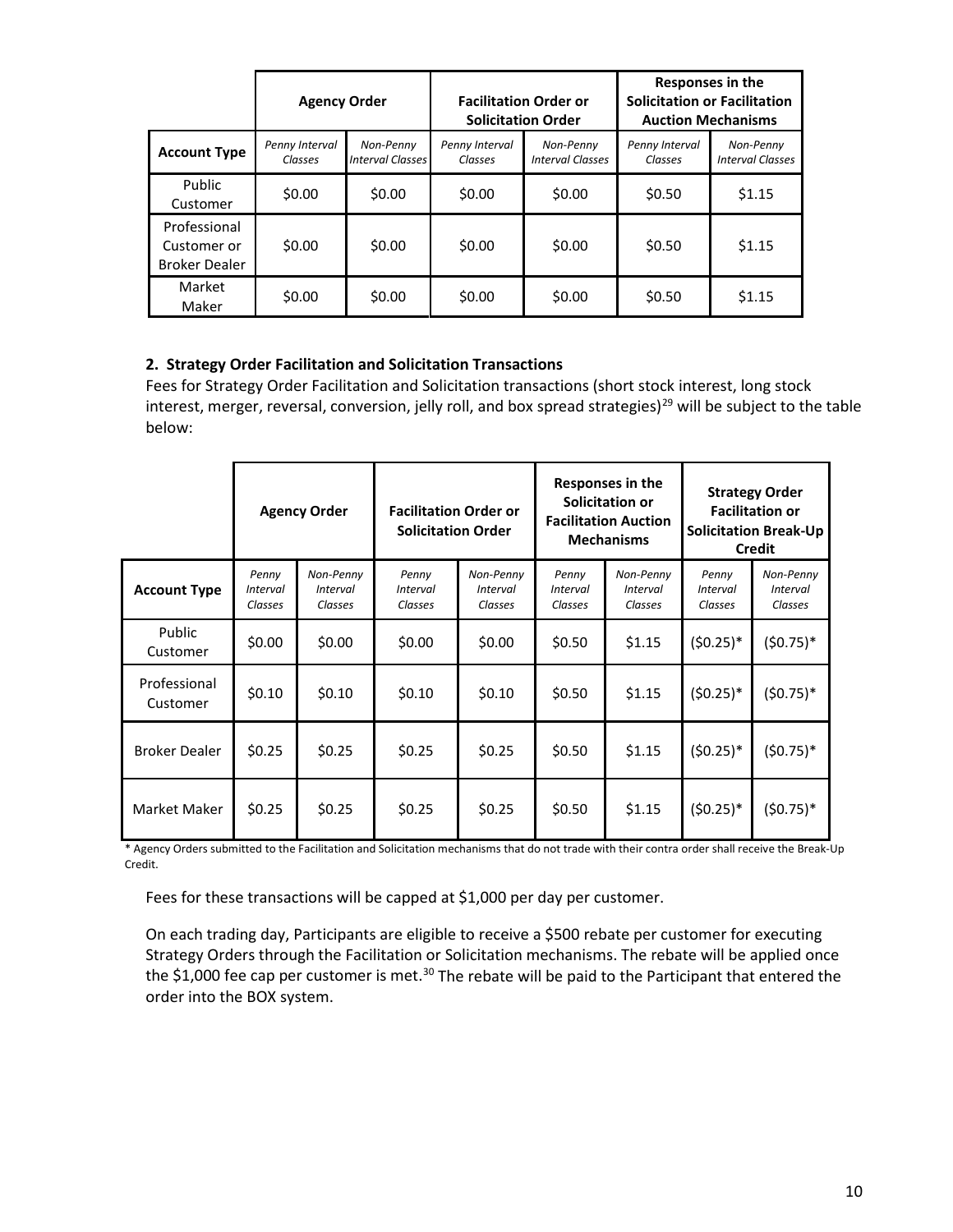| | Agency Order | | Facilitation Order or Solicitation Order | | Responses in the Solicitation or Facilitation Auction Mechanisms | |
|---|---|---|---|---|---|---|
| **Account Type** | *Penny Interval Classes* | *Non-Penny Interval Classes* | *Penny Interval Classes* | *Non-Penny Interval Classes* | *Penny Interval Classes* | *Non-Penny Interval Classes* |
| Public Customer | $0.00 | $0.00 | $0.00 | $0.00 | $0.50 | $1.15 |
| Professional Customer or Broker Dealer | $0.00 | $0.00 | $0.00 | $0.00 | $0.50 | $1.15 |
| Market Maker | $0.00 | $0.00 | $0.00 | $0.00 | $0.50 | $1.15 |

#### 2. Strategy Order Facilitation and Solicitation Transactions

Fees for Strategy Order Facilitation and Solicitation transactions (short stock interest, long stock interest, merger, reversal, conversion, jelly roll, and box spread strategies)[29] will be subject to the table below:

| | Agency Order | | Facilitation Order or Solicitation Order | | Responses in the Solicitation or Facilitation Auction Mechanisms | | Strategy Order Facilitation or Solicitation Break-Up Credit | |
|---|---|---|---|---|---|---|---|---|
| **Account Type** | *Penny Interval Classes* | *Non-Penny Interval Classes* | *Penny Interval Classes* | *Non-Penny Interval Classes* | *Penny Interval Classes* | *Non-Penny Interval Classes* | *Penny Interval Classes* | *Non-Penny Interval Classes* |
| Public Customer | $0.00 | $0.00 | $0.00 | $0.00 | $0.50 | $1.15 | ($0.25)* | ($0.75)* |
| Professional Customer | $0.10 | $0.10 | $0.10 | $0.10 | $0.50 | $1.15 | ($0.25)* | ($0.75)* |
| Broker Dealer | $0.25 | $0.25 | $0.25 | $0.25 | $0.50 | $1.15 | ($0.25)* | ($0.75)* |
| Market Maker | $0.25 | $0.25 | $0.25 | $0.25 | $0.50 | $1.15 | ($0.25)* | ($0.75)* |

\* Agency Orders submitted to the Facilitation and Solicitation mechanisms that do not trade with their contra order shall receive the Break-Up Credit.

Fees for these transactions will be capped at $1,000 per day per customer.

On each trading day, Participants are eligible to receive a $500 rebate per customer for executing Strategy Orders through the Facilitation or Solicitation mechanisms. The rebate will be applied once the $1,000 fee cap per customer is met.[30] The rebate will be paid to the Participant that entered the order into the BOX system.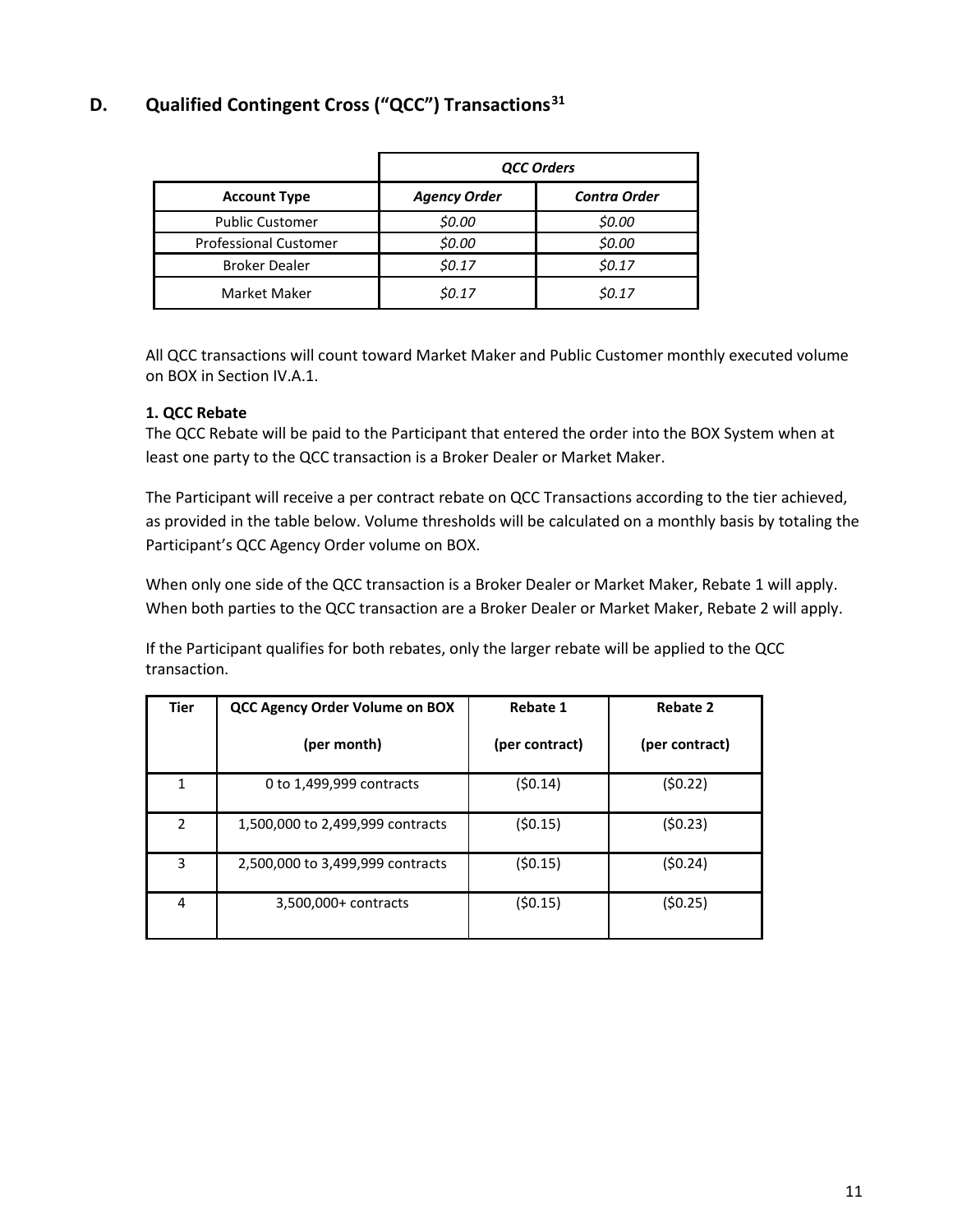## D. Qualified Contingent Cross ("QCC") Transactions[31]

| | *QCC Orders* | |
|---|---|---|
| **Account Type** | ***Agency Order*** | ***Contra Order*** |
| Public Customer | *$0.00* | *$0.00* |
| Professional Customer | *$0.00* | *$0.00* |
| Broker Dealer | *$0.17* | *$0.17* |
| Market Maker | *$0.17* | *$0.17* |

All QCC transactions will count toward Market Maker and Public Customer monthly executed volume on BOX in Section IV.A.1.

**1. QCC Rebate**

The QCC Rebate will be paid to the Participant that entered the order into the BOX System when at least one party to the QCC transaction is a Broker Dealer or Market Maker.

The Participant will receive a per contract rebate on QCC Transactions according to the tier achieved, as provided in the table below. Volume thresholds will be calculated on a monthly basis by totaling the Participant's QCC Agency Order volume on BOX.

When only one side of the QCC transaction is a Broker Dealer or Market Maker, Rebate 1 will apply. When both parties to the QCC transaction are a Broker Dealer or Market Maker, Rebate 2 will apply.

If the Participant qualifies for both rebates, only the larger rebate will be applied to the QCC transaction.

| Tier | QCC Agency Order Volume on BOX (per month) | Rebate 1 (per contract) | Rebate 2 (per contract) |
|---|---|---|---|
| 1 | 0 to 1,499,999 contracts | ($0.14) | ($0.22) |
| 2 | 1,500,000 to 2,499,999 contracts | ($0.15) | ($0.23) |
| 3 | 2,500,000 to 3,499,999 contracts | ($0.15) | ($0.24) |
| 4 | 3,500,000+ contracts | ($0.15) | ($0.25) |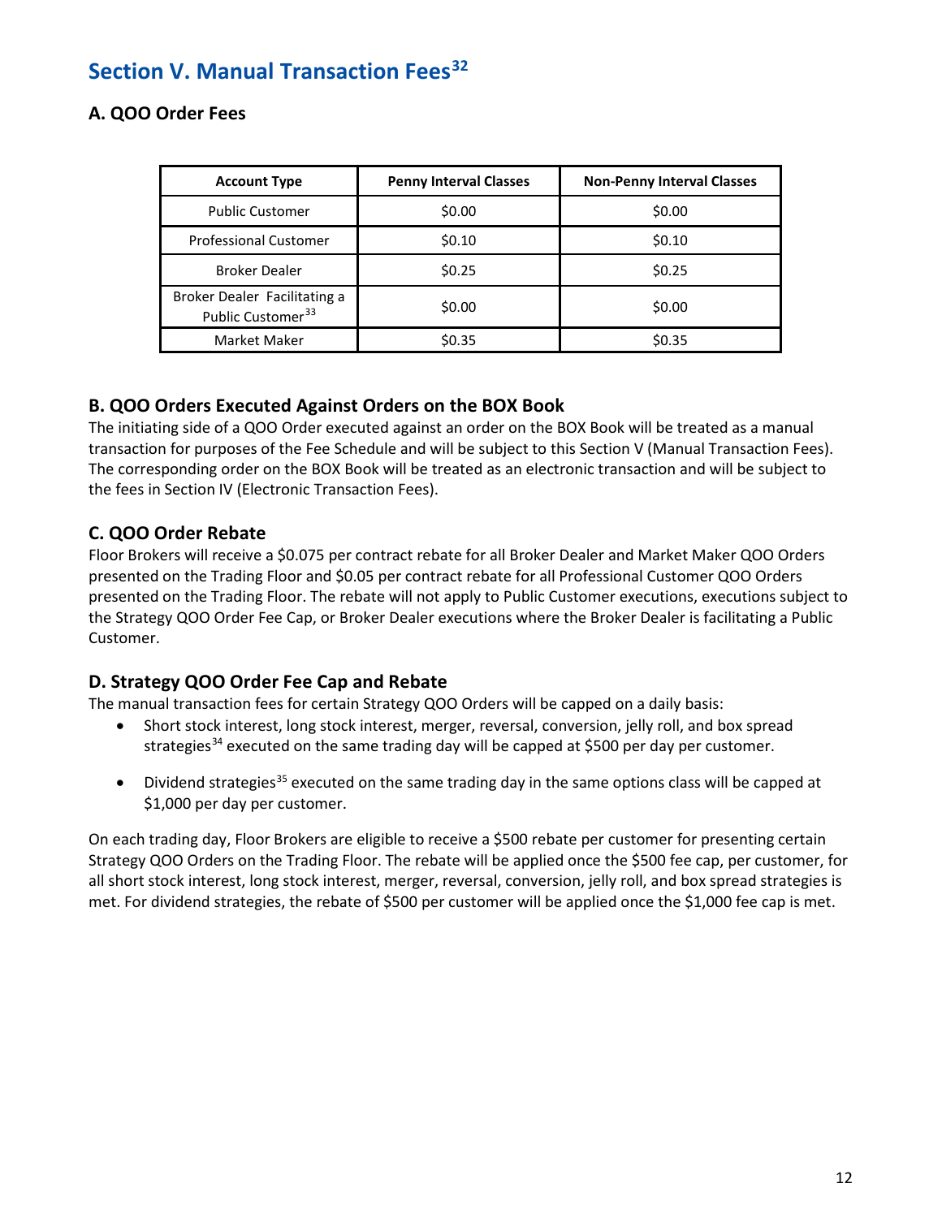# Section V. Manual Transaction Fees[32]

## A. QOO Order Fees

| Account Type | Penny Interval Classes | Non-Penny Interval Classes |
|---|---|---|
| Public Customer | $0.00 | $0.00 |
| Professional Customer | $0.10 | $0.10 |
| Broker Dealer | $0.25 | $0.25 |
| Broker Dealer Facilitating a Public Customer[33] | $0.00 | $0.00 |
| Market Maker | $0.35 | $0.35 |

## B. QOO Orders Executed Against Orders on the BOX Book

The initiating side of a QOO Order executed against an order on the BOX Book will be treated as a manual transaction for purposes of the Fee Schedule and will be subject to this Section V (Manual Transaction Fees). The corresponding order on the BOX Book will be treated as an electronic transaction and will be subject to the fees in Section IV (Electronic Transaction Fees).

## C. QOO Order Rebate

Floor Brokers will receive a $0.075 per contract rebate for all Broker Dealer and Market Maker QOO Orders presented on the Trading Floor and $0.05 per contract rebate for all Professional Customer QOO Orders presented on the Trading Floor. The rebate will not apply to Public Customer executions, executions subject to the Strategy QOO Order Fee Cap, or Broker Dealer executions where the Broker Dealer is facilitating a Public Customer.

## D. Strategy QOO Order Fee Cap and Rebate

The manual transaction fees for certain Strategy QOO Orders will be capped on a daily basis:

- Short stock interest, long stock interest, merger, reversal, conversion, jelly roll, and box spread strategies[34] executed on the same trading day will be capped at $500 per day per customer.

- Dividend strategies[35] executed on the same trading day in the same options class will be capped at $1,000 per day per customer.

On each trading day, Floor Brokers are eligible to receive a $500 rebate per customer for presenting certain Strategy QOO Orders on the Trading Floor. The rebate will be applied once the $500 fee cap, per customer, for all short stock interest, long stock interest, merger, reversal, conversion, jelly roll, and box spread strategies is met. For dividend strategies, the rebate of $500 per customer will be applied once the $1,000 fee cap is met.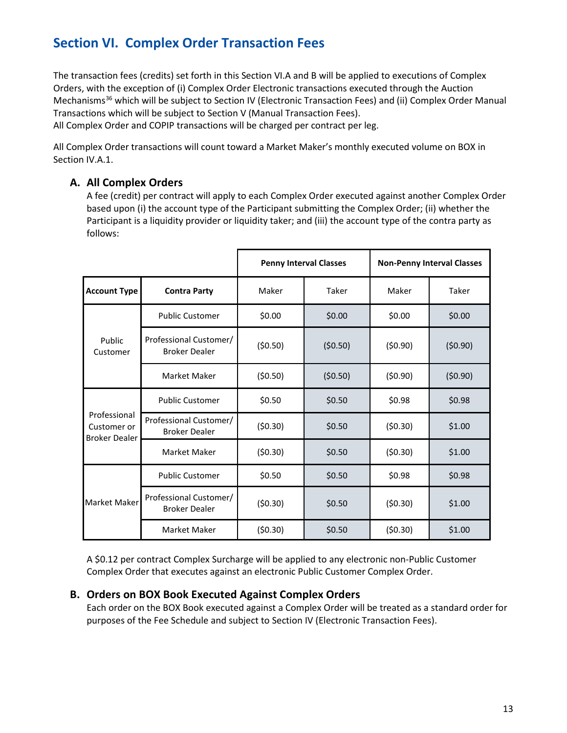## Section VI. Complex Order Transaction Fees

The transaction fees (credits) set forth in this Section VI.A and B will be applied to executions of Complex Orders, with the exception of (i) Complex Order Electronic transactions executed through the Auction Mechanisms[36] which will be subject to Section IV (Electronic Transaction Fees) and (ii) Complex Order Manual Transactions which will be subject to Section V (Manual Transaction Fees).
All Complex Order and COPIP transactions will be charged per contract per leg.

All Complex Order transactions will count toward a Market Maker's monthly executed volume on BOX in Section IV.A.1.

### A. All Complex Orders

A fee (credit) per contract will apply to each Complex Order executed against another Complex Order based upon (i) the account type of the Participant submitting the Complex Order; (ii) whether the Participant is a liquidity provider or liquidity taker; and (iii) the account type of the contra party as follows:

| | | Penny Interval Classes | | Non-Penny Interval Classes | |
|---|---|---|---|---|---|
| **Account Type** | **Contra Party** | Maker | Taker | Maker | Taker |
| Public Customer | Public Customer | $0.00 | $0.00 | $0.00 | $0.00 |
| | Professional Customer/ Broker Dealer | ($0.50) | ($0.50) | ($0.90) | ($0.90) |
| | Market Maker | ($0.50) | ($0.50) | ($0.90) | ($0.90) |
| Professional Customer or Broker Dealer | Public Customer | $0.50 | $0.50 | $0.98 | $0.98 |
| | Professional Customer/ Broker Dealer | ($0.30) | $0.50 | ($0.30) | $1.00 |
| | Market Maker | ($0.30) | $0.50 | ($0.30) | $1.00 |
| Market Maker | Public Customer | $0.50 | $0.50 | $0.98 | $0.98 |
| | Professional Customer/ Broker Dealer | ($0.30) | $0.50 | ($0.30) | $1.00 |
| | Market Maker | ($0.30) | $0.50 | ($0.30) | $1.00 |

A $0.12 per contract Complex Surcharge will be applied to any electronic non-Public Customer Complex Order that executes against an electronic Public Customer Complex Order.

### B. Orders on BOX Book Executed Against Complex Orders

Each order on the BOX Book executed against a Complex Order will be treated as a standard order for purposes of the Fee Schedule and subject to Section IV (Electronic Transaction Fees).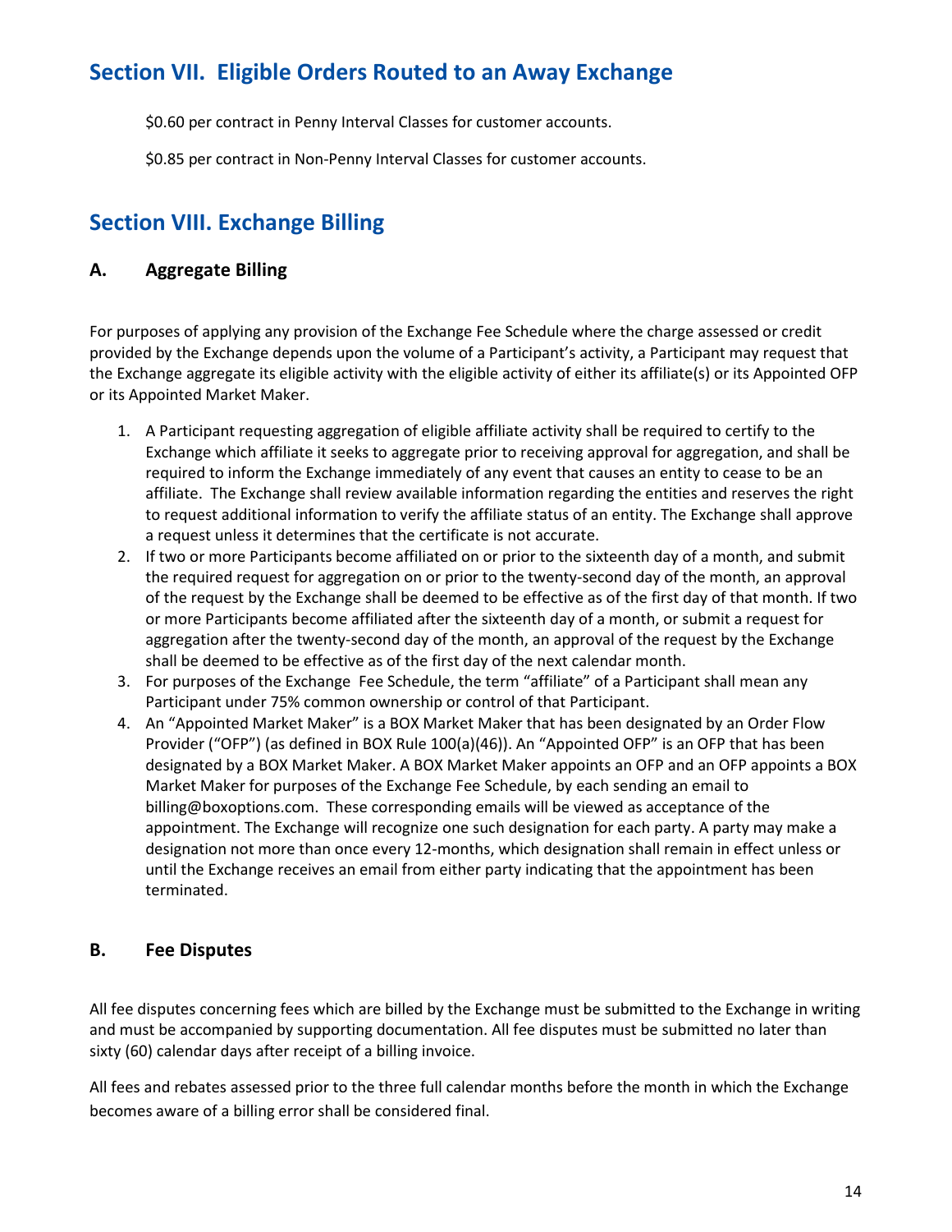## Section VII. Eligible Orders Routed to an Away Exchange

$0.60 per contract in Penny Interval Classes for customer accounts.

$0.85 per contract in Non-Penny Interval Classes for customer accounts.

## Section VIII. Exchange Billing

### A. Aggregate Billing

For purposes of applying any provision of the Exchange Fee Schedule where the charge assessed or credit provided by the Exchange depends upon the volume of a Participant's activity, a Participant may request that the Exchange aggregate its eligible activity with the eligible activity of either its affiliate(s) or its Appointed OFP or its Appointed Market Maker.

1. A Participant requesting aggregation of eligible affiliate activity shall be required to certify to the Exchange which affiliate it seeks to aggregate prior to receiving approval for aggregation, and shall be required to inform the Exchange immediately of any event that causes an entity to cease to be an affiliate. The Exchange shall review available information regarding the entities and reserves the right to request additional information to verify the affiliate status of an entity. The Exchange shall approve a request unless it determines that the certificate is not accurate.
2. If two or more Participants become affiliated on or prior to the sixteenth day of a month, and submit the required request for aggregation on or prior to the twenty-second day of the month, an approval of the request by the Exchange shall be deemed to be effective as of the first day of that month. If two or more Participants become affiliated after the sixteenth day of a month, or submit a request for aggregation after the twenty-second day of the month, an approval of the request by the Exchange shall be deemed to be effective as of the first day of the next calendar month.
3. For purposes of the Exchange Fee Schedule, the term "affiliate" of a Participant shall mean any Participant under 75% common ownership or control of that Participant.
4. An "Appointed Market Maker" is a BOX Market Maker that has been designated by an Order Flow Provider ("OFP") (as defined in BOX Rule 100(a)(46)). An "Appointed OFP" is an OFP that has been designated by a BOX Market Maker. A BOX Market Maker appoints an OFP and an OFP appoints a BOX Market Maker for purposes of the Exchange Fee Schedule, by each sending an email to billing@boxoptions.com. These corresponding emails will be viewed as acceptance of the appointment. The Exchange will recognize one such designation for each party. A party may make a designation not more than once every 12-months, which designation shall remain in effect unless or until the Exchange receives an email from either party indicating that the appointment has been terminated.

### B. Fee Disputes

All fee disputes concerning fees which are billed by the Exchange must be submitted to the Exchange in writing and must be accompanied by supporting documentation. All fee disputes must be submitted no later than sixty (60) calendar days after receipt of a billing invoice.

All fees and rebates assessed prior to the three full calendar months before the month in which the Exchange becomes aware of a billing error shall be considered final.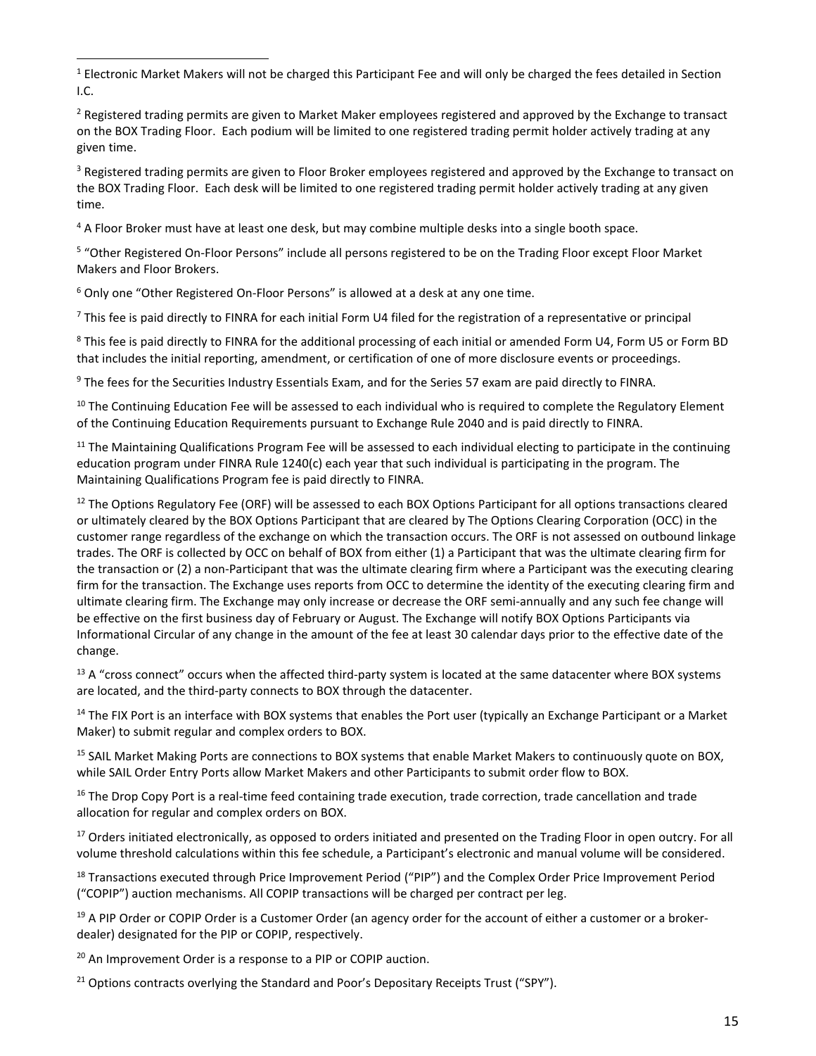[1] Electronic Market Makers will not be charged this Participant Fee and will only be charged the fees detailed in Section I.C.

[2] Registered trading permits are given to Market Maker employees registered and approved by the Exchange to transact on the BOX Trading Floor. Each podium will be limited to one registered trading permit holder actively trading at any given time.

[3] Registered trading permits are given to Floor Broker employees registered and approved by the Exchange to transact on the BOX Trading Floor. Each desk will be limited to one registered trading permit holder actively trading at any given time.

[4] A Floor Broker must have at least one desk, but may combine multiple desks into a single booth space.

[5] "Other Registered On-Floor Persons" include all persons registered to be on the Trading Floor except Floor Market Makers and Floor Brokers.

[6] Only one "Other Registered On-Floor Persons" is allowed at a desk at any one time.

[7] This fee is paid directly to FINRA for each initial Form U4 filed for the registration of a representative or principal

[8] This fee is paid directly to FINRA for the additional processing of each initial or amended Form U4, Form U5 or Form BD that includes the initial reporting, amendment, or certification of one of more disclosure events or proceedings.

[9] The fees for the Securities Industry Essentials Exam, and for the Series 57 exam are paid directly to FINRA.

[10] The Continuing Education Fee will be assessed to each individual who is required to complete the Regulatory Element of the Continuing Education Requirements pursuant to Exchange Rule 2040 and is paid directly to FINRA.

[11] The Maintaining Qualifications Program Fee will be assessed to each individual electing to participate in the continuing education program under FINRA Rule 1240(c) each year that such individual is participating in the program. The Maintaining Qualifications Program fee is paid directly to FINRA.

[12] The Options Regulatory Fee (ORF) will be assessed to each BOX Options Participant for all options transactions cleared or ultimately cleared by the BOX Options Participant that are cleared by The Options Clearing Corporation (OCC) in the customer range regardless of the exchange on which the transaction occurs. The ORF is not assessed on outbound linkage trades. The ORF is collected by OCC on behalf of BOX from either (1) a Participant that was the ultimate clearing firm for the transaction or (2) a non-Participant that was the ultimate clearing firm where a Participant was the executing clearing firm for the transaction. The Exchange uses reports from OCC to determine the identity of the executing clearing firm and ultimate clearing firm. The Exchange may only increase or decrease the ORF semi-annually and any such fee change will be effective on the first business day of February or August. The Exchange will notify BOX Options Participants via Informational Circular of any change in the amount of the fee at least 30 calendar days prior to the effective date of the change.

[13] A "cross connect" occurs when the affected third-party system is located at the same datacenter where BOX systems are located, and the third-party connects to BOX through the datacenter.

[14] The FIX Port is an interface with BOX systems that enables the Port user (typically an Exchange Participant or a Market Maker) to submit regular and complex orders to BOX.

[15] SAIL Market Making Ports are connections to BOX systems that enable Market Makers to continuously quote on BOX, while SAIL Order Entry Ports allow Market Makers and other Participants to submit order flow to BOX.

[16] The Drop Copy Port is a real-time feed containing trade execution, trade correction, trade cancellation and trade allocation for regular and complex orders on BOX.

[17] Orders initiated electronically, as opposed to orders initiated and presented on the Trading Floor in open outcry. For all volume threshold calculations within this fee schedule, a Participant's electronic and manual volume will be considered.

[18] Transactions executed through Price Improvement Period ("PIP") and the Complex Order Price Improvement Period ("COPIP") auction mechanisms. All COPIP transactions will be charged per contract per leg.

[19] A PIP Order or COPIP Order is a Customer Order (an agency order for the account of either a customer or a broker-dealer) designated for the PIP or COPIP, respectively.

[20] An Improvement Order is a response to a PIP or COPIP auction.

[21] Options contracts overlying the Standard and Poor's Depositary Receipts Trust ("SPY").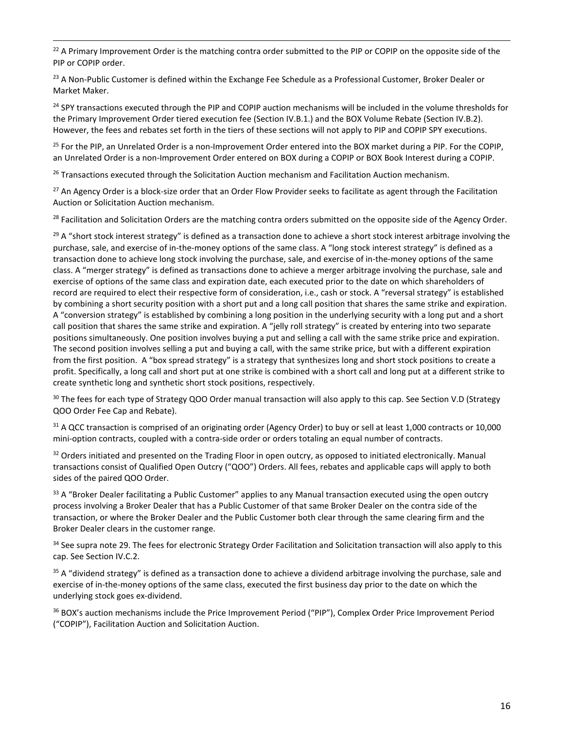[22] A Primary Improvement Order is the matching contra order submitted to the PIP or COPIP on the opposite side of the PIP or COPIP order.

[23] A Non-Public Customer is defined within the Exchange Fee Schedule as a Professional Customer, Broker Dealer or Market Maker.

[24] SPY transactions executed through the PIP and COPIP auction mechanisms will be included in the volume thresholds for the Primary Improvement Order tiered execution fee (Section IV.B.1.) and the BOX Volume Rebate (Section IV.B.2). However, the fees and rebates set forth in the tiers of these sections will not apply to PIP and COPIP SPY executions.

[25] For the PIP, an Unrelated Order is a non-Improvement Order entered into the BOX market during a PIP. For the COPIP, an Unrelated Order is a non-Improvement Order entered on BOX during a COPIP or BOX Book Interest during a COPIP.

[26] Transactions executed through the Solicitation Auction mechanism and Facilitation Auction mechanism.

[27] An Agency Order is a block-size order that an Order Flow Provider seeks to facilitate as agent through the Facilitation Auction or Solicitation Auction mechanism.

[28] Facilitation and Solicitation Orders are the matching contra orders submitted on the opposite side of the Agency Order.

[29] A "short stock interest strategy" is defined as a transaction done to achieve a short stock interest arbitrage involving the purchase, sale, and exercise of in-the-money options of the same class. A "long stock interest strategy" is defined as a transaction done to achieve long stock involving the purchase, sale, and exercise of in-the-money options of the same class. A "merger strategy" is defined as transactions done to achieve a merger arbitrage involving the purchase, sale and exercise of options of the same class and expiration date, each executed prior to the date on which shareholders of record are required to elect their respective form of consideration, i.e., cash or stock. A "reversal strategy" is established by combining a short security position with a short put and a long call position that shares the same strike and expiration. A "conversion strategy" is established by combining a long position in the underlying security with a long put and a short call position that shares the same strike and expiration. A "jelly roll strategy" is created by entering into two separate positions simultaneously. One position involves buying a put and selling a call with the same strike price and expiration. The second position involves selling a put and buying a call, with the same strike price, but with a different expiration from the first position. A "box spread strategy" is a strategy that synthesizes long and short stock positions to create a profit. Specifically, a long call and short put at one strike is combined with a short call and long put at a different strike to create synthetic long and synthetic short stock positions, respectively.

[30] The fees for each type of Strategy QOO Order manual transaction will also apply to this cap. See Section V.D (Strategy QOO Order Fee Cap and Rebate).

[31] A QCC transaction is comprised of an originating order (Agency Order) to buy or sell at least 1,000 contracts or 10,000 mini-option contracts, coupled with a contra-side order or orders totaling an equal number of contracts.

[32] Orders initiated and presented on the Trading Floor in open outcry, as opposed to initiated electronically. Manual transactions consist of Qualified Open Outcry ("QOO") Orders. All fees, rebates and applicable caps will apply to both sides of the paired QOO Order.

[33] A "Broker Dealer facilitating a Public Customer" applies to any Manual transaction executed using the open outcry process involving a Broker Dealer that has a Public Customer of that same Broker Dealer on the contra side of the transaction, or where the Broker Dealer and the Public Customer both clear through the same clearing firm and the Broker Dealer clears in the customer range.

[34] See supra note 29. The fees for electronic Strategy Order Facilitation and Solicitation transaction will also apply to this cap. See Section IV.C.2.

[35] A "dividend strategy" is defined as a transaction done to achieve a dividend arbitrage involving the purchase, sale and exercise of in-the-money options of the same class, executed the first business day prior to the date on which the underlying stock goes ex-dividend.

[36] BOX's auction mechanisms include the Price Improvement Period ("PIP"), Complex Order Price Improvement Period ("COPIP"), Facilitation Auction and Solicitation Auction.